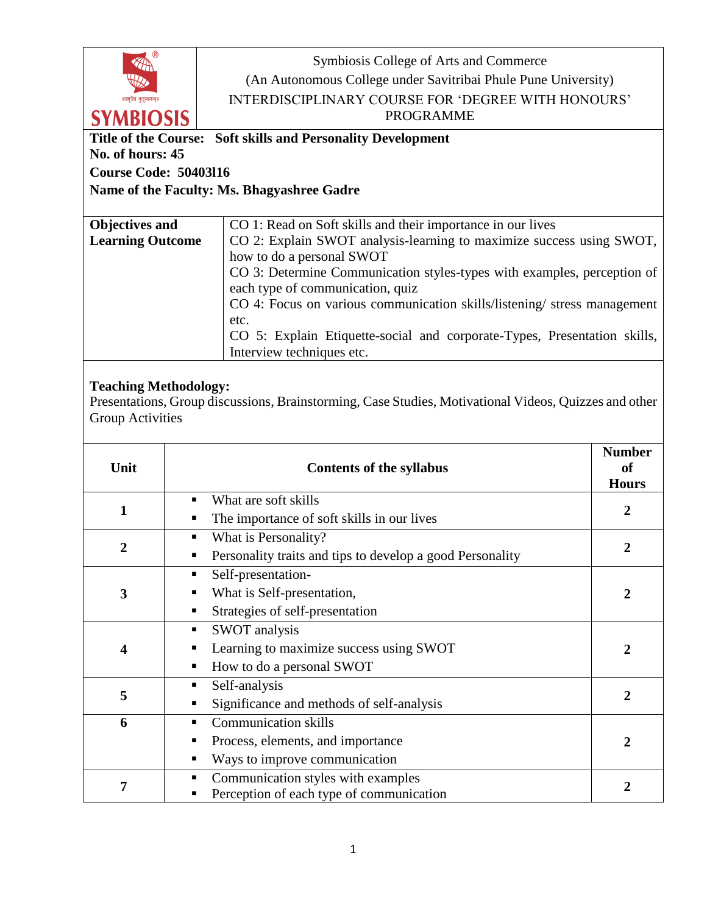Symbiosis College of Arts and Commerce
(An Autonomous College under Savitribai Phule Pune University)
INTERDISCIPLINARY COURSE FOR 'DEGREE WITH HONOURS' PROGRAMME

**Title of the Course: Soft skills and Personality Development**
**No. of hours: 45**
**Course Code: 50403l16**
**Name of the Faculty: Ms. Bhagyashree Gadre**

| **Objectives and Learning Outcome** | CO 1: Read on Soft skills and their importance in our lives<br>CO 2: Explain SWOT analysis-learning to maximize success using SWOT, how to do a personal SWOT<br>CO 3: Determine Communication styles-types with examples, perception of each type of communication, quiz<br>CO 4: Focus on various communication skills/listening/ stress management etc.<br>CO 5: Explain Etiquette-social and corporate-Types, Presentation skills, Interview techniques etc. |
|---|---|

**Teaching Methodology:**
Presentations, Group discussions, Brainstorming, Case Studies, Motivational Videos, Quizzes and other Group Activities

| Unit | Contents of the syllabus | Number of Hours |
|---|---|---|
| 1 | ▪ What are soft skills<br>▪ The importance of soft skills in our lives | 2 |
| 2 | ▪ What is Personality?<br>▪ Personality traits and tips to develop a good Personality | 2 |
| 3 | ▪ Self-presentation-<br>▪ What is Self-presentation,<br>▪ Strategies of self-presentation | 2 |
| 4 | ▪ SWOT analysis<br>▪ Learning to maximize success using SWOT<br>▪ How to do a personal SWOT | 2 |
| 5 | ▪ Self-analysis<br>▪ Significance and methods of self-analysis | 2 |
| 6 | ▪ Communication skills<br>▪ Process, elements, and importance<br>▪ Ways to improve communication | 2 |
| 7 | ▪ Communication styles with examples<br>▪ Perception of each type of communication | 2 |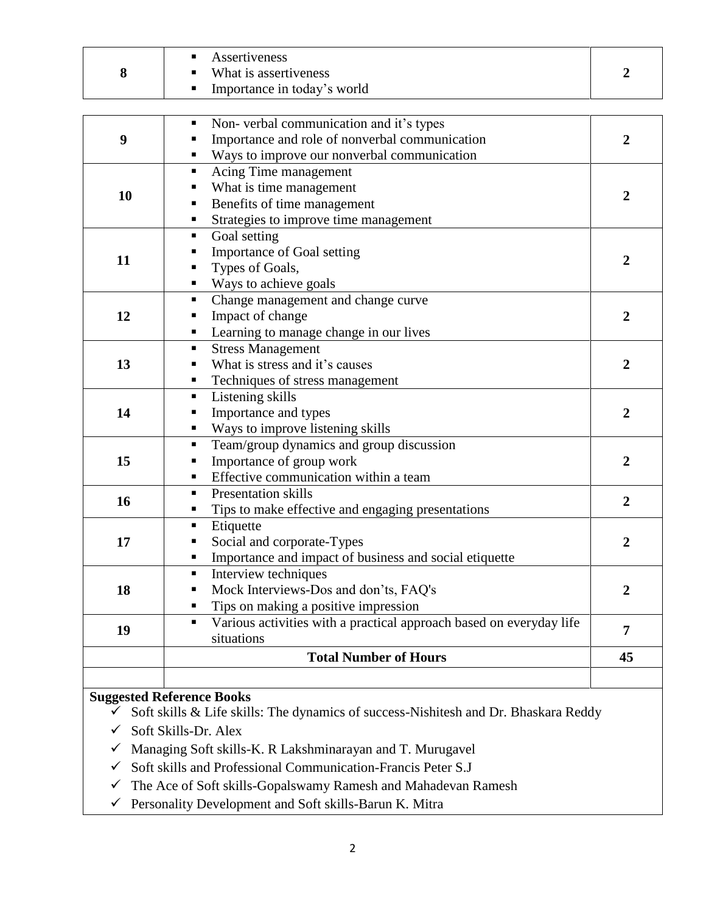| | | |
|---|---|---|
| **8** | ▪ Assertiveness<br>▪ What is assertiveness<br>▪ Importance in today's world | **2** |
| **9** | ▪ Non- verbal communication and it's types<br>▪ Importance and role of nonverbal communication<br>▪ Ways to improve our nonverbal communication | **2** |
| **10** | ▪ Acing Time management<br>▪ What is time management<br>▪ Benefits of time management<br>▪ Strategies to improve time management | **2** |
| **11** | ▪ Goal setting<br>▪ Importance of Goal setting<br>▪ Types of Goals,<br>▪ Ways to achieve goals | **2** |
| **12** | ▪ Change management and change curve<br>▪ Impact of change<br>▪ Learning to manage change in our lives | **2** |
| **13** | ▪ Stress Management<br>▪ What is stress and it's causes<br>▪ Techniques of stress management | **2** |
| **14** | ▪ Listening skills<br>▪ Importance and types<br>▪ Ways to improve listening skills | **2** |
| **15** | ▪ Team/group dynamics and group discussion<br>▪ Importance of group work<br>▪ Effective communication within a team | **2** |
| **16** | ▪ Presentation skills<br>▪ Tips to make effective and engaging presentations | **2** |
| **17** | ▪ Etiquette<br>▪ Social and corporate-Types<br>▪ Importance and impact of business and social etiquette | **2** |
| **18** | ▪ Interview techniques<br>▪ Mock Interviews-Dos and don'ts, FAQ's<br>▪ Tips on making a positive impression | **2** |
| **19** | ▪ Various activities with a practical approach based on everyday life situations | **7** |
| | **Total Number of Hours** | **45** |
| | | |

**Suggested Reference Books**

- ✓ Soft skills & Life skills: The dynamics of success-Nishitesh and Dr. Bhaskara Reddy
- ✓ Soft Skills-Dr. Alex
- ✓ Managing Soft skills-K. R Lakshminarayan and T. Murugavel
- ✓ Soft skills and Professional Communication-Francis Peter S.J
- ✓ The Ace of Soft skills-Gopalswamy Ramesh and Mahadevan Ramesh
- ✓ Personality Development and Soft skills-Barun K. Mitra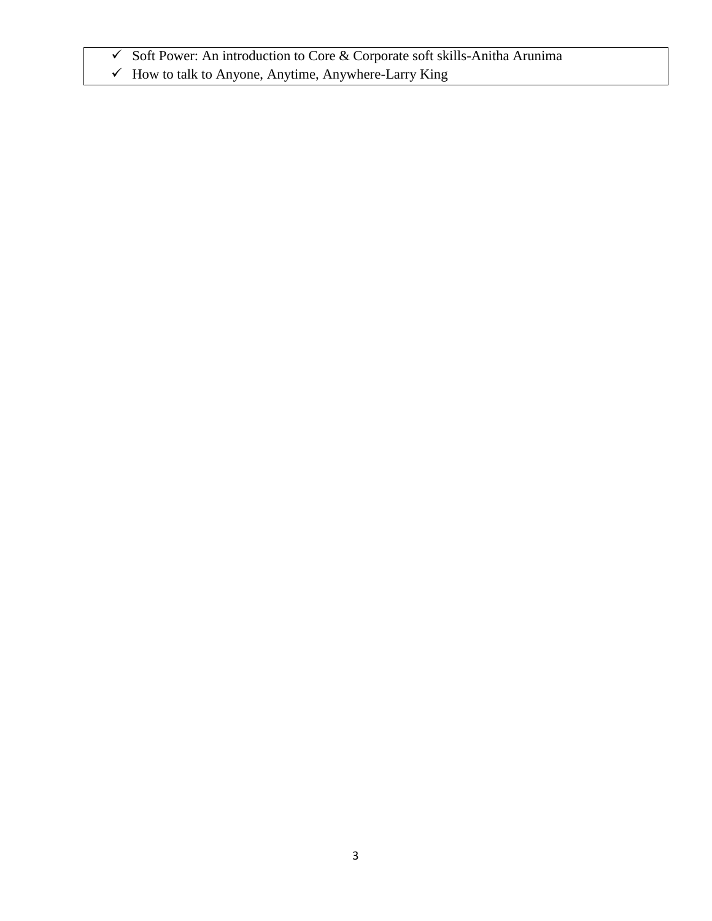- ✓ Soft Power: An introduction to Core & Corporate soft skills-Anitha Arunima
- ✓ How to talk to Anyone, Anytime, Anywhere-Larry King